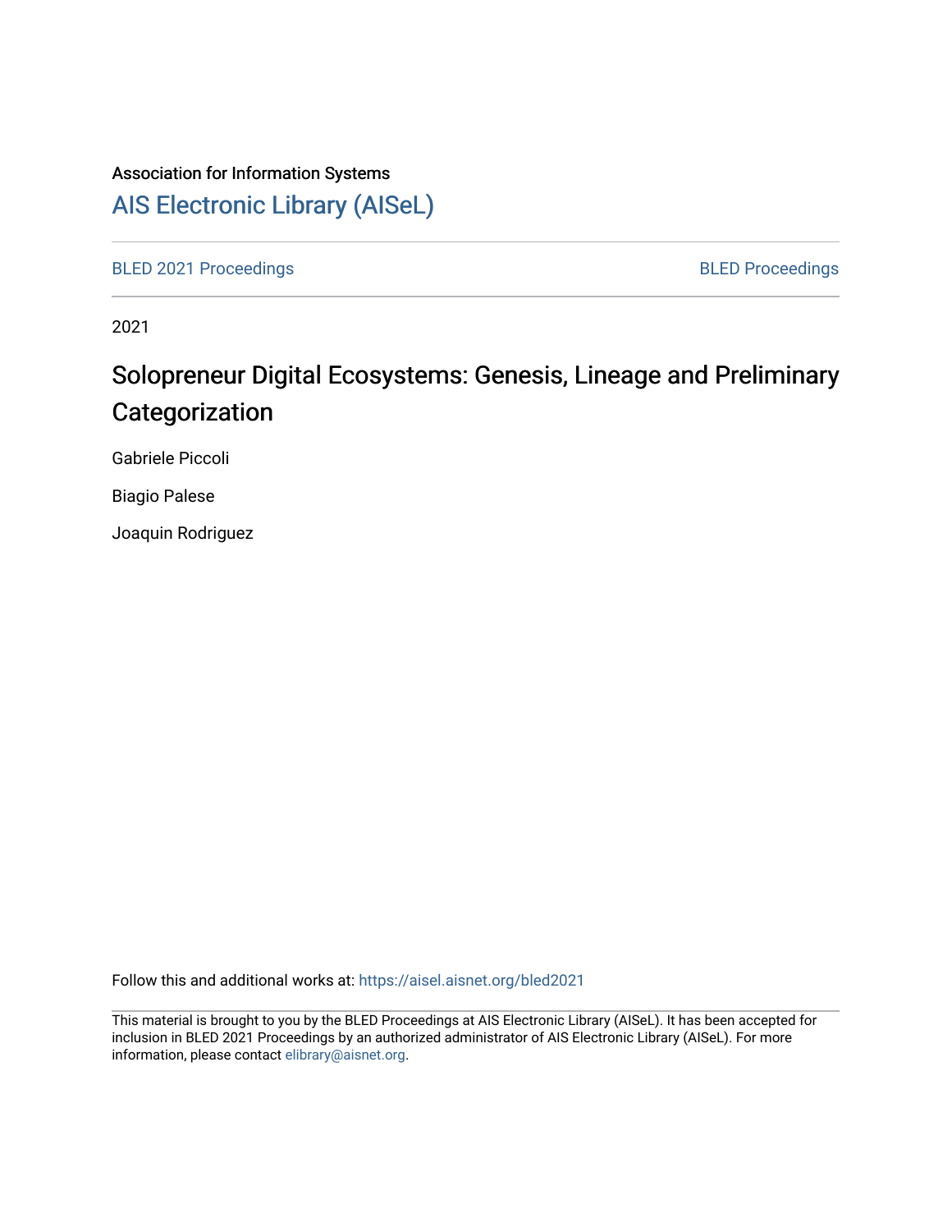Association for Information Systems

[AIS Electronic Library (AISeL)](https://aisel.aisnet.org/)

[BLED 2021 Proceedings](https://aisel.aisnet.org/bled2021) | [BLED Proceedings](https://aisel.aisnet.org/bled)

2021

# Solopreneur Digital Ecosystems: Genesis, Lineage and Preliminary Categorization

Gabriele Piccoli

Biagio Palese

Joaquin Rodriguez

Follow this and additional works at: https://aisel.aisnet.org/bled2021

This material is brought to you by the BLED Proceedings at AIS Electronic Library (AISeL). It has been accepted for inclusion in BLED 2021 Proceedings by an authorized administrator of AIS Electronic Library (AISeL). For more information, please contact elibrary@aisnet.org.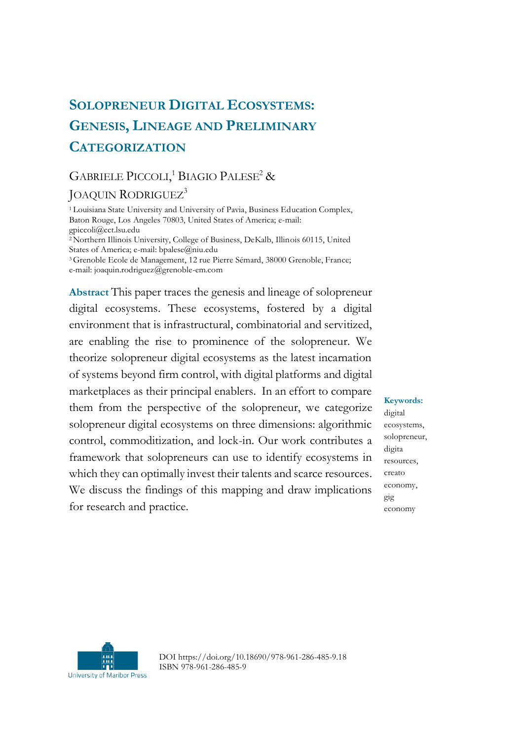# SOLOPRENEUR DIGITAL ECOSYSTEMS: GENESIS, LINEAGE AND PRELIMINARY CATEGORIZATION

GABRIELE PICCOLI,[1] BIAGIO PALESE[2] & JOAQUIN RODRIGUEZ[3]

[1] Louisiana State University and University of Pavia, Business Education Complex, Baton Rouge, Los Angeles 70803, United States of America; e-mail: gpiccoli@cct.lsu.edu
[2] Northern Illinois University, College of Business, DeKalb, Illinois 60115, United States of America; e-mail: bpalese@niu.edu
[3] Grenoble Ecole de Management, 12 rue Pierre Sémard, 38000 Grenoble, France; e-mail: joaquin.rodriguez@grenoble-em.com

**Abstract** This paper traces the genesis and lineage of solopreneur digital ecosystems. These ecosystems, fostered by a digital environment that is infrastructural, combinatorial and servitized, are enabling the rise to prominence of the solopreneur. We theorize solopreneur digital ecosystems as the latest incarnation of systems beyond firm control, with digital platforms and digital marketplaces as their principal enablers. In an effort to compare them from the perspective of the solopreneur, we categorize solopreneur digital ecosystems on three dimensions: algorithmic control, commoditization, and lock-in. Our work contributes a framework that solopreneurs can use to identify ecosystems in which they can optimally invest their talents and scarce resources. We discuss the findings of this mapping and draw implications for research and practice.

**Keywords:** digital ecosystems, solopreneur, digita resources, creato economy, gig economy

DOI https://doi.org/10.18690/978-961-286-485-9.18
ISBN 978-961-286-485-9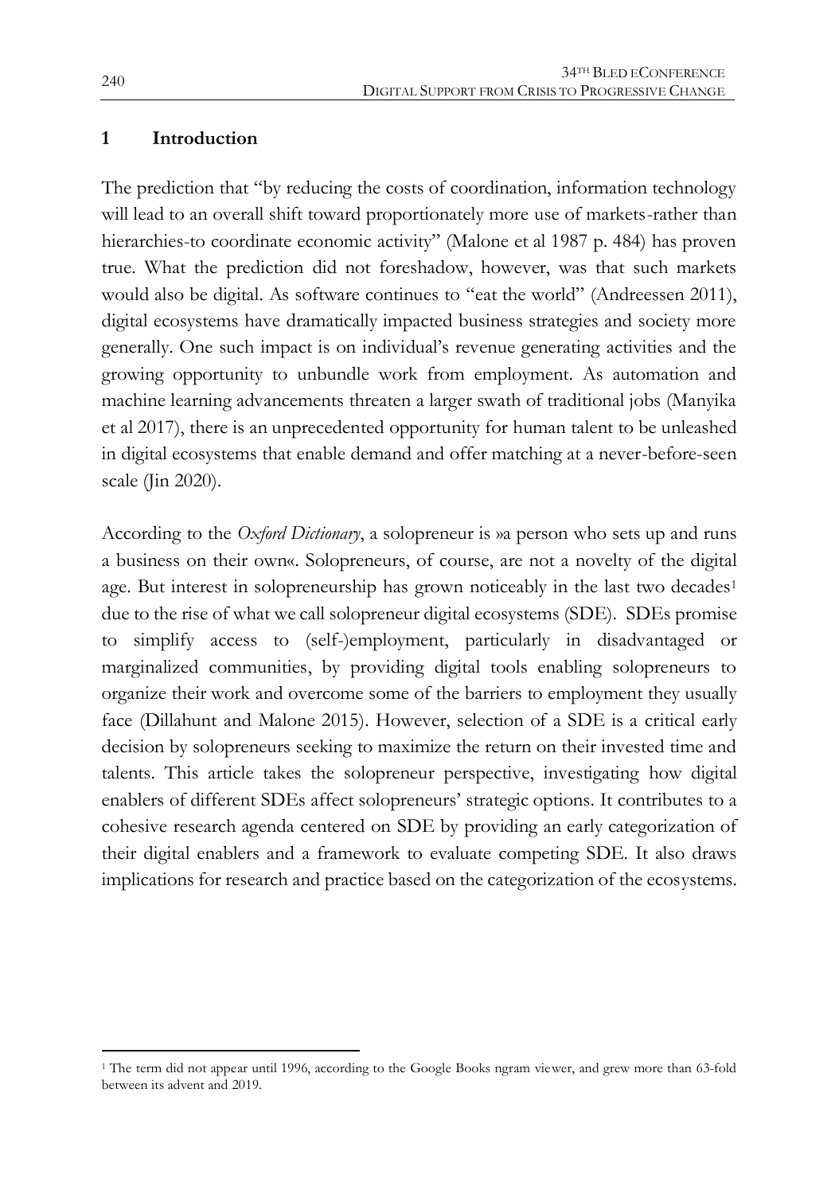## 1 Introduction

The prediction that "by reducing the costs of coordination, information technology will lead to an overall shift toward proportionately more use of markets-rather than hierarchies-to coordinate economic activity" (Malone et al 1987 p. 484) has proven true. What the prediction did not foreshadow, however, was that such markets would also be digital. As software continues to "eat the world" (Andreessen 2011), digital ecosystems have dramatically impacted business strategies and society more generally. One such impact is on individual's revenue generating activities and the growing opportunity to unbundle work from employment. As automation and machine learning advancements threaten a larger swath of traditional jobs (Manyika et al 2017), there is an unprecedented opportunity for human talent to be unleashed in digital ecosystems that enable demand and offer matching at a never-before-seen scale (Jin 2020).

According to the *Oxford Dictionary*, a solopreneur is »a person who sets up and runs a business on their own«. Solopreneurs, of course, are not a novelty of the digital age. But interest in solopreneurship has grown noticeably in the last two decades[1] due to the rise of what we call solopreneur digital ecosystems (SDE). SDEs promise to simplify access to (self-)employment, particularly in disadvantaged or marginalized communities, by providing digital tools enabling solopreneurs to organize their work and overcome some of the barriers to employment they usually face (Dillahunt and Malone 2015). However, selection of a SDE is a critical early decision by solopreneurs seeking to maximize the return on their invested time and talents. This article takes the solopreneur perspective, investigating how digital enablers of different SDEs affect solopreneurs' strategic options. It contributes to a cohesive research agenda centered on SDE by providing an early categorization of their digital enablers and a framework to evaluate competing SDE. It also draws implications for research and practice based on the categorization of the ecosystems.

[1] The term did not appear until 1996, according to the Google Books ngram viewer, and grew more than 63-fold between its advent and 2019.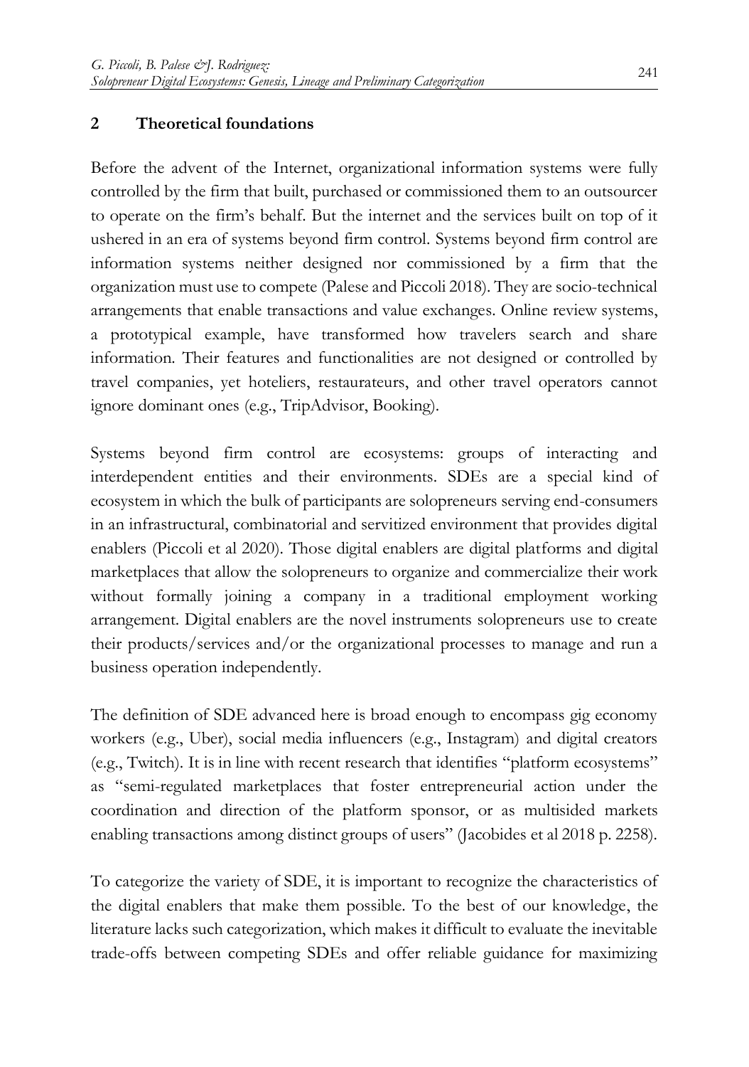## 2 Theoretical foundations

Before the advent of the Internet, organizational information systems were fully controlled by the firm that built, purchased or commissioned them to an outsourcer to operate on the firm's behalf. But the internet and the services built on top of it ushered in an era of systems beyond firm control. Systems beyond firm control are information systems neither designed nor commissioned by a firm that the organization must use to compete (Palese and Piccoli 2018). They are socio-technical arrangements that enable transactions and value exchanges. Online review systems, a prototypical example, have transformed how travelers search and share information. Their features and functionalities are not designed or controlled by travel companies, yet hoteliers, restaurateurs, and other travel operators cannot ignore dominant ones (e.g., TripAdvisor, Booking).

Systems beyond firm control are ecosystems: groups of interacting and interdependent entities and their environments. SDEs are a special kind of ecosystem in which the bulk of participants are solopreneurs serving end-consumers in an infrastructural, combinatorial and servitized environment that provides digital enablers (Piccoli et al 2020). Those digital enablers are digital platforms and digital marketplaces that allow the solopreneurs to organize and commercialize their work without formally joining a company in a traditional employment working arrangement. Digital enablers are the novel instruments solopreneurs use to create their products/services and/or the organizational processes to manage and run a business operation independently.

The definition of SDE advanced here is broad enough to encompass gig economy workers (e.g., Uber), social media influencers (e.g., Instagram) and digital creators (e.g., Twitch). It is in line with recent research that identifies "platform ecosystems" as "semi-regulated marketplaces that foster entrepreneurial action under the coordination and direction of the platform sponsor, or as multisided markets enabling transactions among distinct groups of users" (Jacobides et al 2018 p. 2258).

To categorize the variety of SDE, it is important to recognize the characteristics of the digital enablers that make them possible. To the best of our knowledge, the literature lacks such categorization, which makes it difficult to evaluate the inevitable trade-offs between competing SDEs and offer reliable guidance for maximizing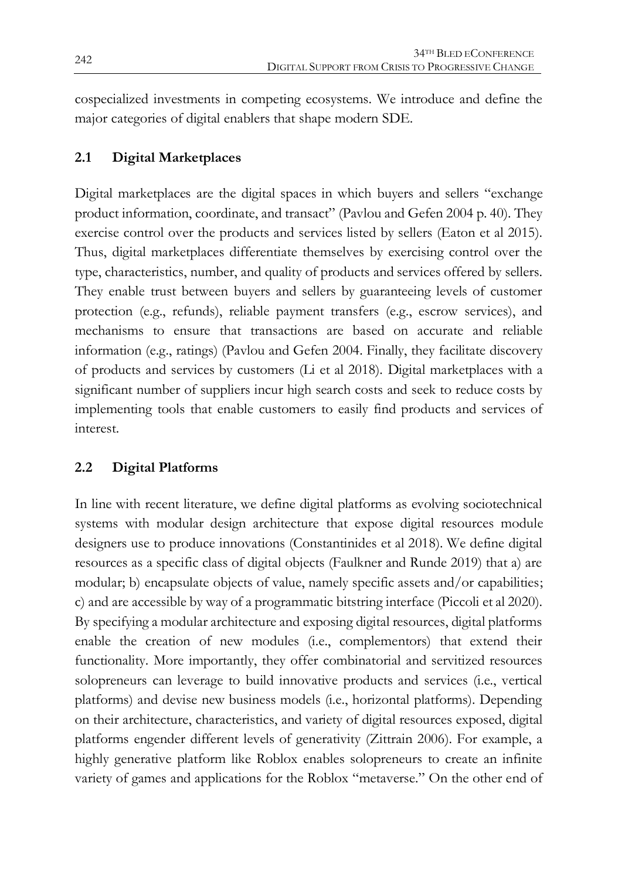cospecialized investments in competing ecosystems. We introduce and define the major categories of digital enablers that shape modern SDE.

## 2.1 Digital Marketplaces

Digital marketplaces are the digital spaces in which buyers and sellers "exchange product information, coordinate, and transact" (Pavlou and Gefen 2004 p. 40). They exercise control over the products and services listed by sellers (Eaton et al 2015). Thus, digital marketplaces differentiate themselves by exercising control over the type, characteristics, number, and quality of products and services offered by sellers. They enable trust between buyers and sellers by guaranteeing levels of customer protection (e.g., refunds), reliable payment transfers (e.g., escrow services), and mechanisms to ensure that transactions are based on accurate and reliable information (e.g., ratings) (Pavlou and Gefen 2004. Finally, they facilitate discovery of products and services by customers (Li et al 2018). Digital marketplaces with a significant number of suppliers incur high search costs and seek to reduce costs by implementing tools that enable customers to easily find products and services of interest.

## 2.2 Digital Platforms

In line with recent literature, we define digital platforms as evolving sociotechnical systems with modular design architecture that expose digital resources module designers use to produce innovations (Constantinides et al 2018). We define digital resources as a specific class of digital objects (Faulkner and Runde 2019) that a) are modular; b) encapsulate objects of value, namely specific assets and/or capabilities; c) and are accessible by way of a programmatic bitstring interface (Piccoli et al 2020). By specifying a modular architecture and exposing digital resources, digital platforms enable the creation of new modules (i.e., complementors) that extend their functionality. More importantly, they offer combinatorial and servitized resources solopreneurs can leverage to build innovative products and services (i.e., vertical platforms) and devise new business models (i.e., horizontal platforms). Depending on their architecture, characteristics, and variety of digital resources exposed, digital platforms engender different levels of generativity (Zittrain 2006). For example, a highly generative platform like Roblox enables solopreneurs to create an infinite variety of games and applications for the Roblox "metaverse." On the other end of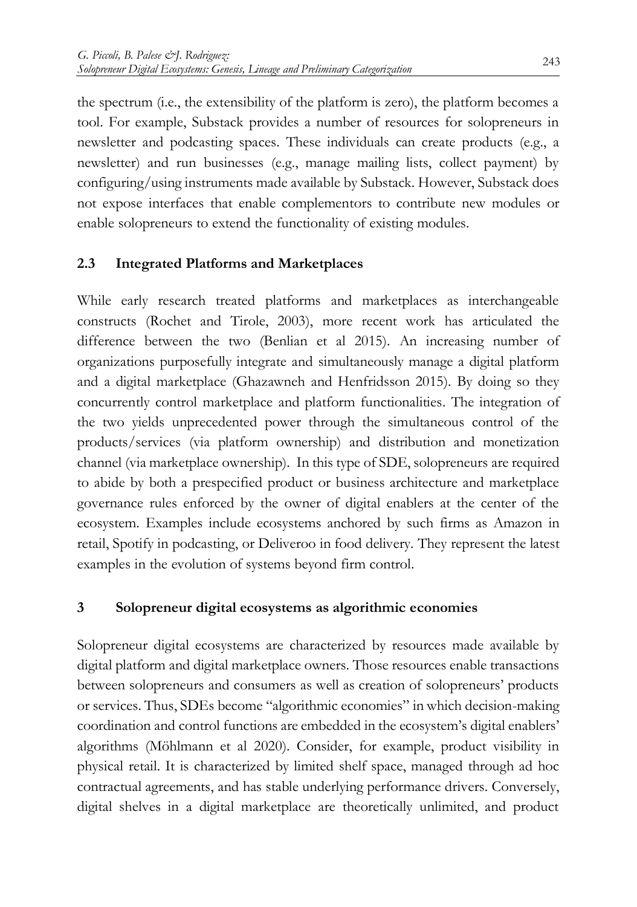the spectrum (i.e., the extensibility of the platform is zero), the platform becomes a tool. For example, Substack provides a number of resources for solopreneurs in newsletter and podcasting spaces. These individuals can create products (e.g., a newsletter) and run businesses (e.g., manage mailing lists, collect payment) by configuring/using instruments made available by Substack. However, Substack does not expose interfaces that enable complementors to contribute new modules or enable solopreneurs to extend the functionality of existing modules.

### 2.3 Integrated Platforms and Marketplaces

While early research treated platforms and marketplaces as interchangeable constructs (Rochet and Tirole, 2003), more recent work has articulated the difference between the two (Benlian et al 2015). An increasing number of organizations purposefully integrate and simultaneously manage a digital platform and a digital marketplace (Ghazawneh and Henfridsson 2015). By doing so they concurrently control marketplace and platform functionalities. The integration of the two yields unprecedented power through the simultaneous control of the products/services (via platform ownership) and distribution and monetization channel (via marketplace ownership). In this type of SDE, solopreneurs are required to abide by both a prespecified product or business architecture and marketplace governance rules enforced by the owner of digital enablers at the center of the ecosystem. Examples include ecosystems anchored by such firms as Amazon in retail, Spotify in podcasting, or Deliveroo in food delivery. They represent the latest examples in the evolution of systems beyond firm control.

## 3 Solopreneur digital ecosystems as algorithmic economies

Solopreneur digital ecosystems are characterized by resources made available by digital platform and digital marketplace owners. Those resources enable transactions between solopreneurs and consumers as well as creation of solopreneurs' products or services. Thus, SDEs become "algorithmic economies" in which decision-making coordination and control functions are embedded in the ecosystem's digital enablers' algorithms (Möhlmann et al 2020). Consider, for example, product visibility in physical retail. It is characterized by limited shelf space, managed through ad hoc contractual agreements, and has stable underlying performance drivers. Conversely, digital shelves in a digital marketplace are theoretically unlimited, and product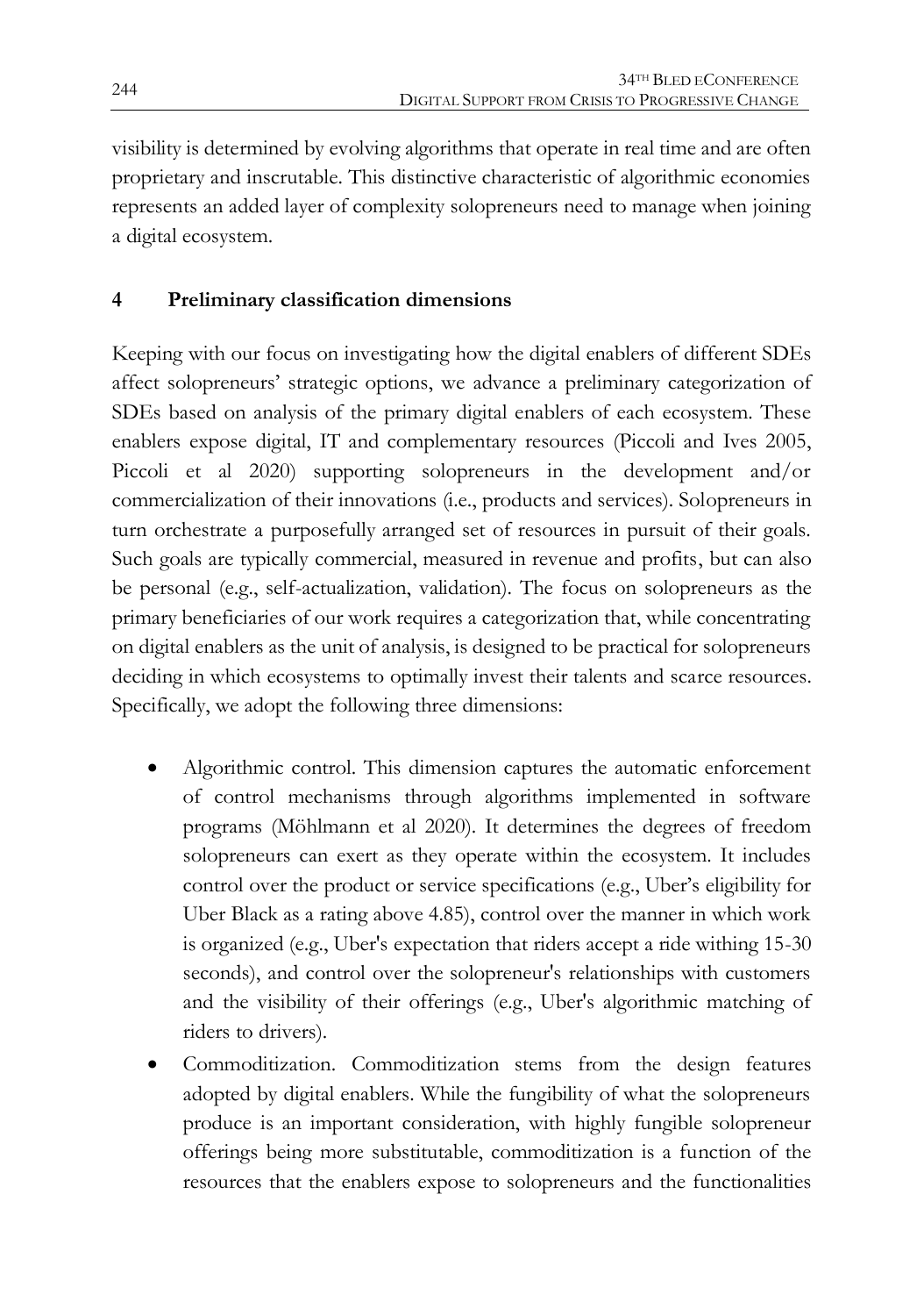visibility is determined by evolving algorithms that operate in real time and are often proprietary and inscrutable. This distinctive characteristic of algorithmic economies represents an added layer of complexity solopreneurs need to manage when joining a digital ecosystem.

## 4 Preliminary classification dimensions

Keeping with our focus on investigating how the digital enablers of different SDEs affect solopreneurs' strategic options, we advance a preliminary categorization of SDEs based on analysis of the primary digital enablers of each ecosystem. These enablers expose digital, IT and complementary resources (Piccoli and Ives 2005, Piccoli et al 2020) supporting solopreneurs in the development and/or commercialization of their innovations (i.e., products and services). Solopreneurs in turn orchestrate a purposefully arranged set of resources in pursuit of their goals. Such goals are typically commercial, measured in revenue and profits, but can also be personal (e.g., self-actualization, validation). The focus on solopreneurs as the primary beneficiaries of our work requires a categorization that, while concentrating on digital enablers as the unit of analysis, is designed to be practical for solopreneurs deciding in which ecosystems to optimally invest their talents and scarce resources. Specifically, we adopt the following three dimensions:

- Algorithmic control. This dimension captures the automatic enforcement of control mechanisms through algorithms implemented in software programs (Möhlmann et al 2020). It determines the degrees of freedom solopreneurs can exert as they operate within the ecosystem. It includes control over the product or service specifications (e.g., Uber's eligibility for Uber Black as a rating above 4.85), control over the manner in which work is organized (e.g., Uber's expectation that riders accept a ride withing 15-30 seconds), and control over the solopreneur's relationships with customers and the visibility of their offerings (e.g., Uber's algorithmic matching of riders to drivers).
- Commoditization. Commoditization stems from the design features adopted by digital enablers. While the fungibility of what the solopreneurs produce is an important consideration, with highly fungible solopreneur offerings being more substitutable, commoditization is a function of the resources that the enablers expose to solopreneurs and the functionalities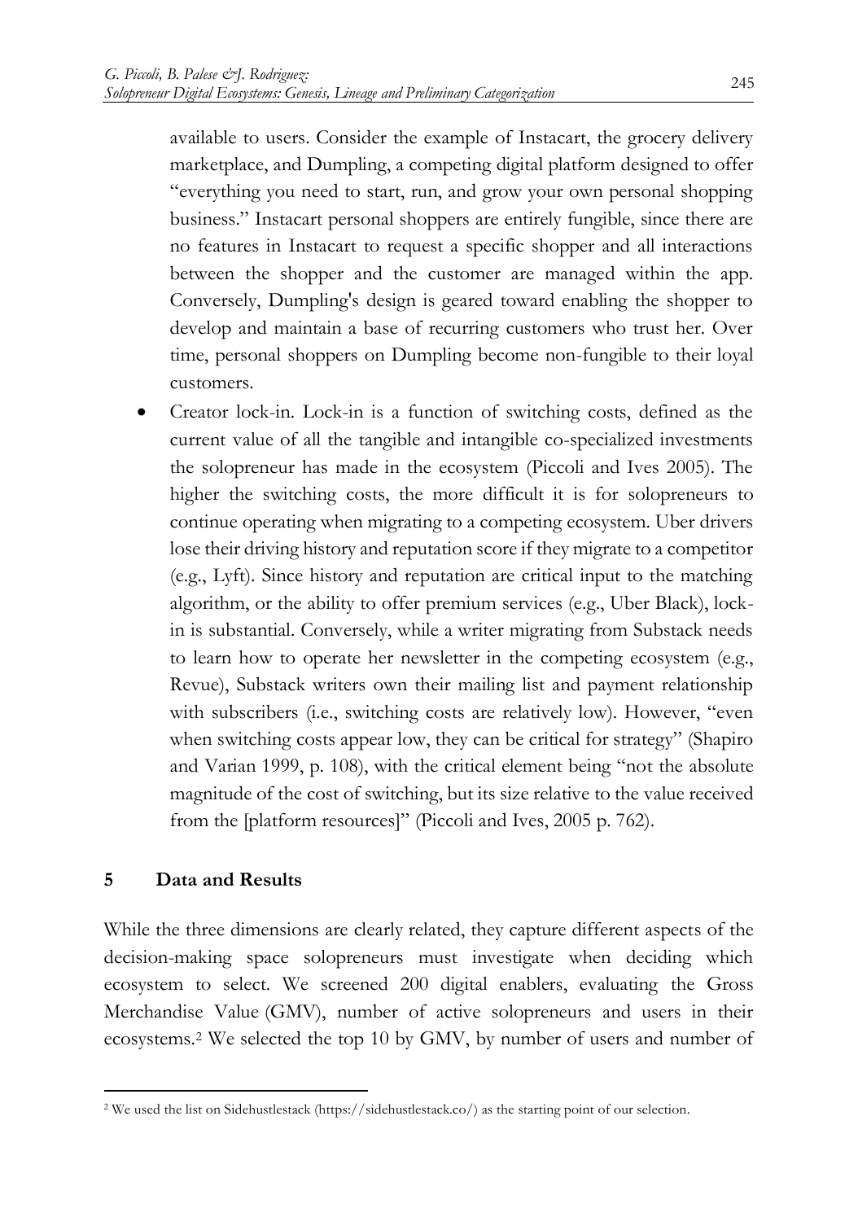available to users. Consider the example of Instacart, the grocery delivery marketplace, and Dumpling, a competing digital platform designed to offer "everything you need to start, run, and grow your own personal shopping business." Instacart personal shoppers are entirely fungible, since there are no features in Instacart to request a specific shopper and all interactions between the shopper and the customer are managed within the app. Conversely, Dumpling's design is geared toward enabling the shopper to develop and maintain a base of recurring customers who trust her. Over time, personal shoppers on Dumpling become non-fungible to their loyal customers.

- Creator lock-in. Lock-in is a function of switching costs, defined as the current value of all the tangible and intangible co-specialized investments the solopreneur has made in the ecosystem (Piccoli and Ives 2005). The higher the switching costs, the more difficult it is for solopreneurs to continue operating when migrating to a competing ecosystem. Uber drivers lose their driving history and reputation score if they migrate to a competitor (e.g., Lyft). Since history and reputation are critical input to the matching algorithm, or the ability to offer premium services (e.g., Uber Black), lock-in is substantial. Conversely, while a writer migrating from Substack needs to learn how to operate her newsletter in the competing ecosystem (e.g., Revue), Substack writers own their mailing list and payment relationship with subscribers (i.e., switching costs are relatively low). However, "even when switching costs appear low, they can be critical for strategy" (Shapiro and Varian 1999, p. 108), with the critical element being "not the absolute magnitude of the cost of switching, but its size relative to the value received from the [platform resources]" (Piccoli and Ives, 2005 p. 762).

## 5 Data and Results

While the three dimensions are clearly related, they capture different aspects of the decision-making space solopreneurs must investigate when deciding which ecosystem to select. We screened 200 digital enablers, evaluating the Gross Merchandise Value (GMV), number of active solopreneurs and users in their ecosystems.[2] We selected the top 10 by GMV, by number of users and number of

[2] We used the list on Sidehustlestack (https://sidehustlestack.co/) as the starting point of our selection.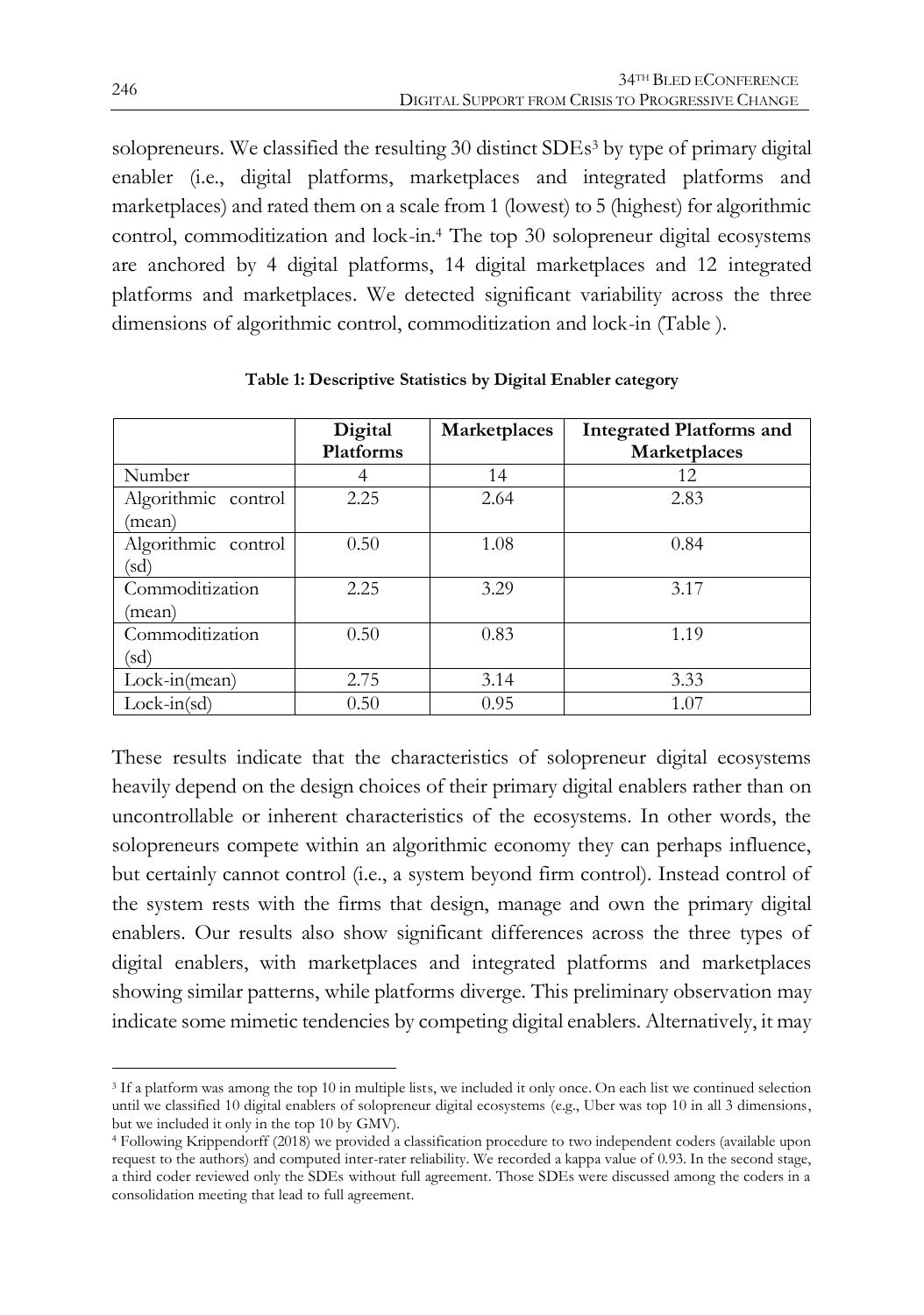solopreneurs. We classified the resulting 30 distinct SDEs[3] by type of primary digital enabler (i.e., digital platforms, marketplaces and integrated platforms and marketplaces) and rated them on a scale from 1 (lowest) to 5 (highest) for algorithmic control, commoditization and lock-in.[4] The top 30 solopreneur digital ecosystems are anchored by 4 digital platforms, 14 digital marketplaces and 12 integrated platforms and marketplaces. We detected significant variability across the three dimensions of algorithmic control, commoditization and lock-in (Table ).

**Table 1: Descriptive Statistics by Digital Enabler category**

| | Digital Platforms | Marketplaces | Integrated Platforms and Marketplaces |
|---|---|---|---|
| Number | 4 | 14 | 12 |
| Algorithmic control (mean) | 2.25 | 2.64 | 2.83 |
| Algorithmic control (sd) | 0.50 | 1.08 | 0.84 |
| Commoditization (mean) | 2.25 | 3.29 | 3.17 |
| Commoditization (sd) | 0.50 | 0.83 | 1.19 |
| Lock-in(mean) | 2.75 | 3.14 | 3.33 |
| Lock-in(sd) | 0.50 | 0.95 | 1.07 |

These results indicate that the characteristics of solopreneur digital ecosystems heavily depend on the design choices of their primary digital enablers rather than on uncontrollable or inherent characteristics of the ecosystems. In other words, the solopreneurs compete within an algorithmic economy they can perhaps influence, but certainly cannot control (i.e., a system beyond firm control). Instead control of the system rests with the firms that design, manage and own the primary digital enablers. Our results also show significant differences across the three types of digital enablers, with marketplaces and integrated platforms and marketplaces showing similar patterns, while platforms diverge. This preliminary observation may indicate some mimetic tendencies by competing digital enablers. Alternatively, it may

[3] If a platform was among the top 10 in multiple lists, we included it only once. On each list we continued selection until we classified 10 digital enablers of solopreneur digital ecosystems (e.g., Uber was top 10 in all 3 dimensions, but we included it only in the top 10 by GMV).

[4] Following Krippendorff (2018) we provided a classification procedure to two independent coders (available upon request to the authors) and computed inter-rater reliability. We recorded a kappa value of 0.93. In the second stage, a third coder reviewed only the SDEs without full agreement. Those SDEs were discussed among the coders in a consolidation meeting that lead to full agreement.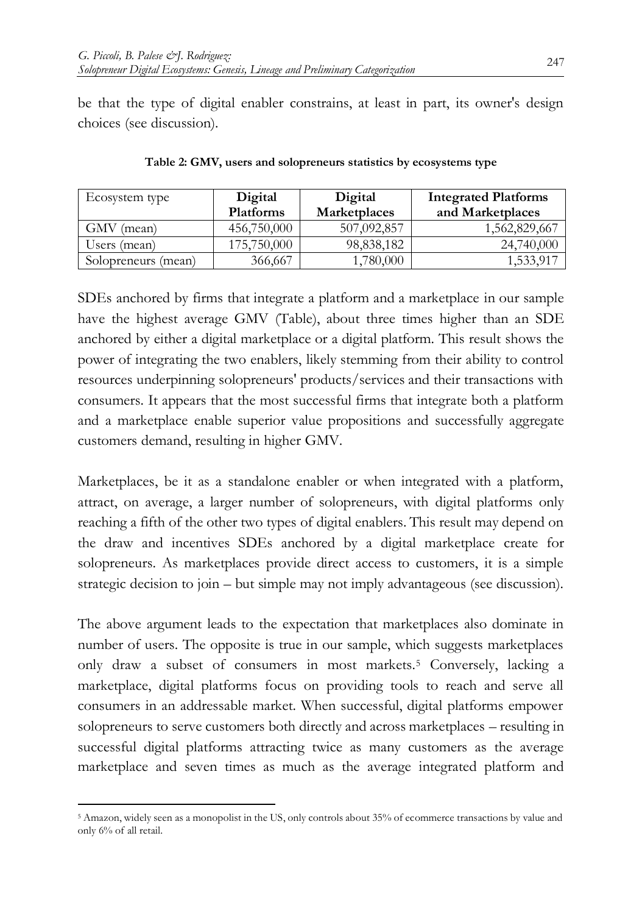be that the type of digital enabler constrains, at least in part, its owner's design choices (see discussion).

**Table 2: GMV, users and solopreneurs statistics by ecosystems type**

| Ecosystem type | **Digital Platforms** | **Digital Marketplaces** | **Integrated Platforms and Marketplaces** |
|---|---|---|---|
| GMV (mean) | 456,750,000 | 507,092,857 | 1,562,829,667 |
| Users (mean) | 175,750,000 | 98,838,182 | 24,740,000 |
| Solopreneurs (mean) | 366,667 | 1,780,000 | 1,533,917 |

SDEs anchored by firms that integrate a platform and a marketplace in our sample have the highest average GMV (Table), about three times higher than an SDE anchored by either a digital marketplace or a digital platform. This result shows the power of integrating the two enablers, likely stemming from their ability to control resources underpinning solopreneurs' products/services and their transactions with consumers. It appears that the most successful firms that integrate both a platform and a marketplace enable superior value propositions and successfully aggregate customers demand, resulting in higher GMV.

Marketplaces, be it as a standalone enabler or when integrated with a platform, attract, on average, a larger number of solopreneurs, with digital platforms only reaching a fifth of the other two types of digital enablers. This result may depend on the draw and incentives SDEs anchored by a digital marketplace create for solopreneurs. As marketplaces provide direct access to customers, it is a simple strategic decision to join – but simple may not imply advantageous (see discussion).

The above argument leads to the expectation that marketplaces also dominate in number of users. The opposite is true in our sample, which suggests marketplaces only draw a subset of consumers in most markets.[5] Conversely, lacking a marketplace, digital platforms focus on providing tools to reach and serve all consumers in an addressable market. When successful, digital platforms empower solopreneurs to serve customers both directly and across marketplaces – resulting in successful digital platforms attracting twice as many customers as the average marketplace and seven times as much as the average integrated platform and

[5] Amazon, widely seen as a monopolist in the US, only controls about 35% of ecommerce transactions by value and only 6% of all retail.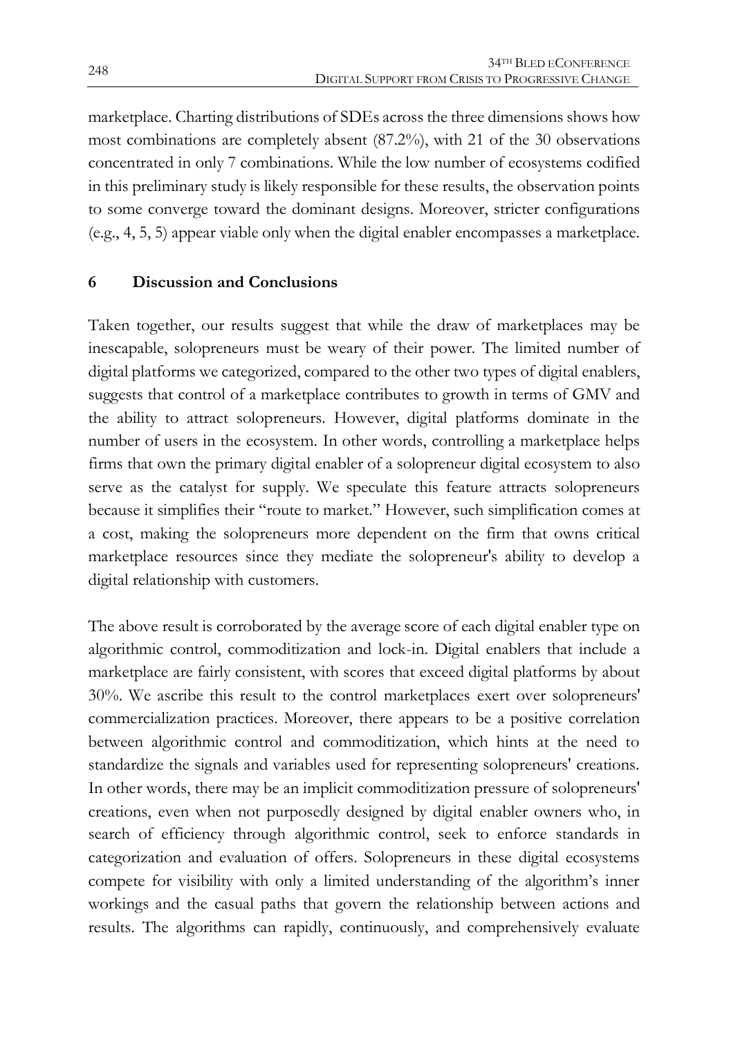marketplace. Charting distributions of SDEs across the three dimensions shows how most combinations are completely absent (87.2%), with 21 of the 30 observations concentrated in only 7 combinations. While the low number of ecosystems codified in this preliminary study is likely responsible for these results, the observation points to some converge toward the dominant designs. Moreover, stricter configurations (e.g., 4, 5, 5) appear viable only when the digital enabler encompasses a marketplace.

## 6 Discussion and Conclusions

Taken together, our results suggest that while the draw of marketplaces may be inescapable, solopreneurs must be weary of their power. The limited number of digital platforms we categorized, compared to the other two types of digital enablers, suggests that control of a marketplace contributes to growth in terms of GMV and the ability to attract solopreneurs. However, digital platforms dominate in the number of users in the ecosystem. In other words, controlling a marketplace helps firms that own the primary digital enabler of a solopreneur digital ecosystem to also serve as the catalyst for supply. We speculate this feature attracts solopreneurs because it simplifies their "route to market." However, such simplification comes at a cost, making the solopreneurs more dependent on the firm that owns critical marketplace resources since they mediate the solopreneur's ability to develop a digital relationship with customers.

The above result is corroborated by the average score of each digital enabler type on algorithmic control, commoditization and lock-in. Digital enablers that include a marketplace are fairly consistent, with scores that exceed digital platforms by about 30%. We ascribe this result to the control marketplaces exert over solopreneurs' commercialization practices. Moreover, there appears to be a positive correlation between algorithmic control and commoditization, which hints at the need to standardize the signals and variables used for representing solopreneurs' creations. In other words, there may be an implicit commoditization pressure of solopreneurs' creations, even when not purposedly designed by digital enabler owners who, in search of efficiency through algorithmic control, seek to enforce standards in categorization and evaluation of offers. Solopreneurs in these digital ecosystems compete for visibility with only a limited understanding of the algorithm's inner workings and the casual paths that govern the relationship between actions and results. The algorithms can rapidly, continuously, and comprehensively evaluate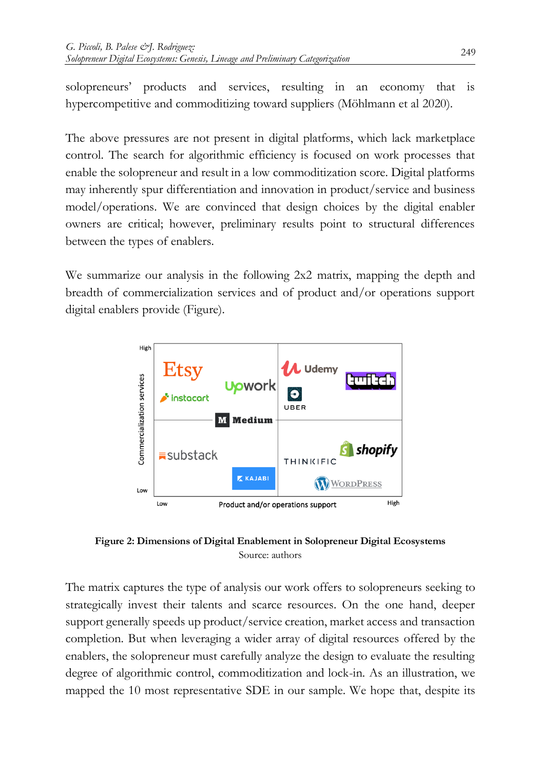solopreneurs' products and services, resulting in an economy that is hypercompetitive and commoditizing toward suppliers (Möhlmann et al 2020).

The above pressures are not present in digital platforms, which lack marketplace control. The search for algorithmic efficiency is focused on work processes that enable the solopreneur and result in a low commoditization score. Digital platforms may inherently spur differentiation and innovation in product/service and business model/operations. We are convinced that design choices by the digital enabler owners are critical; however, preliminary results point to structural differences between the types of enablers.

We summarize our analysis in the following 2x2 matrix, mapping the depth and breadth of commercialization services and of product and/or operations support digital enablers provide (Figure).

**Figure 2: Dimensions of Digital Enablement in Solopreneur Digital Ecosystems**
Source: authors

The matrix captures the type of analysis our work offers to solopreneurs seeking to strategically invest their talents and scarce resources. On the one hand, deeper support generally speeds up product/service creation, market access and transaction completion. But when leveraging a wider array of digital resources offered by the enablers, the solopreneur must carefully analyze the design to evaluate the resulting degree of algorithmic control, commoditization and lock-in. As an illustration, we mapped the 10 most representative SDE in our sample. We hope that, despite its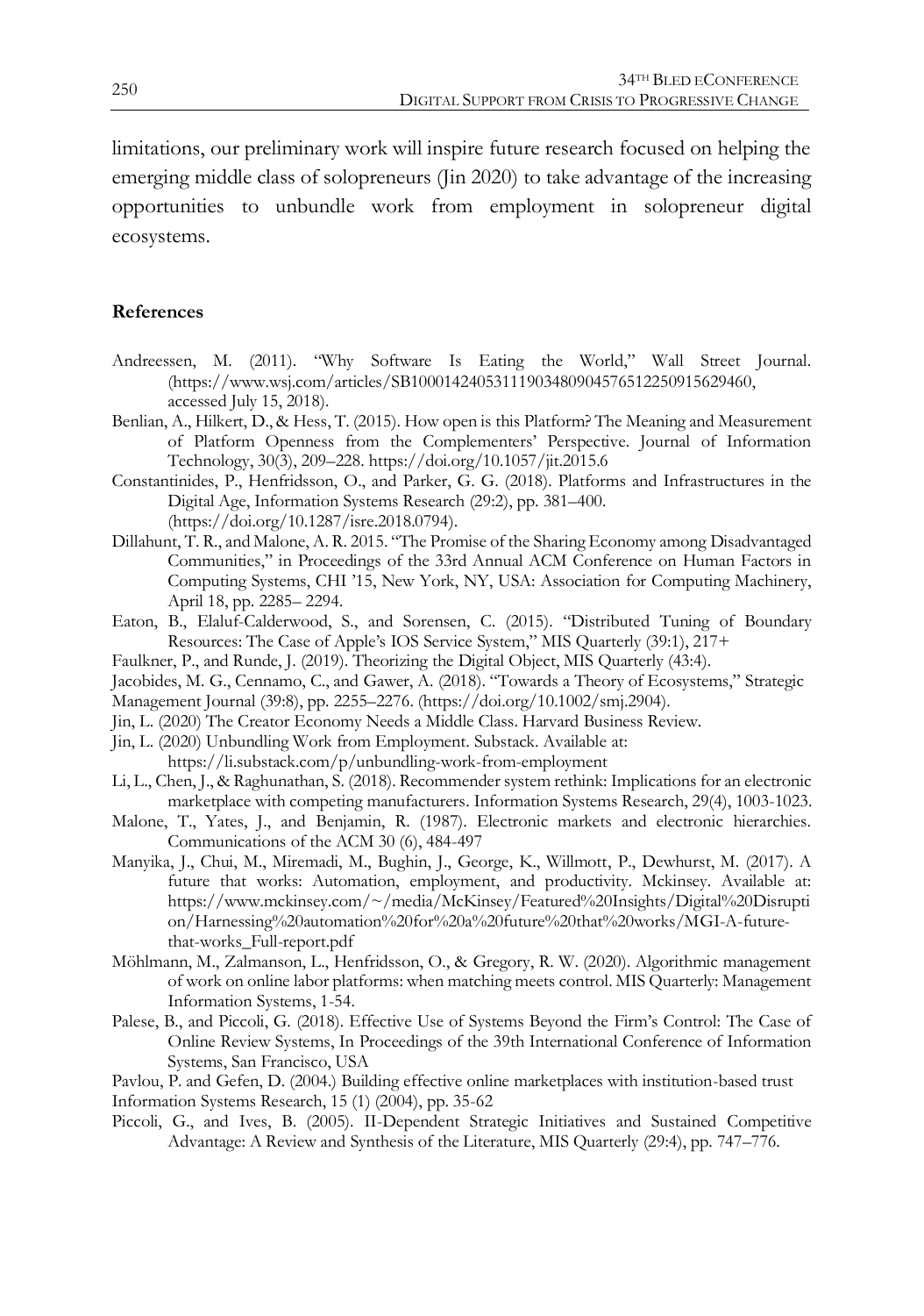limitations, our preliminary work will inspire future research focused on helping the emerging middle class of solopreneurs (Jin 2020) to take advantage of the increasing opportunities to unbundle work from employment in solopreneur digital ecosystems.

**References**

Andreessen, M. (2011). "Why Software Is Eating the World," Wall Street Journal. (https://www.wsj.com/articles/SB10001424053111903480904576512250915629460, accessed July 15, 2018).

Benlian, A., Hilkert, D., & Hess, T. (2015). How open is this Platform? The Meaning and Measurement of Platform Openness from the Complementers' Perspective. Journal of Information Technology, 30(3), 209–228. https://doi.org/10.1057/jit.2015.6

Constantinides, P., Henfridsson, O., and Parker, G. G. (2018). Platforms and Infrastructures in the Digital Age, Information Systems Research (29:2), pp. 381–400. (https://doi.org/10.1287/isre.2018.0794).

Dillahunt, T. R., and Malone, A. R. 2015. "The Promise of the Sharing Economy among Disadvantaged Communities," in Proceedings of the 33rd Annual ACM Conference on Human Factors in Computing Systems, CHI '15, New York, NY, USA: Association for Computing Machinery, April 18, pp. 2285– 2294.

Eaton, B., Elaluf-Calderwood, S., and Sorensen, C. (2015). "Distributed Tuning of Boundary Resources: The Case of Apple's IOS Service System," MIS Quarterly (39:1), 217+

Faulkner, P., and Runde, J. (2019). Theorizing the Digital Object, MIS Quarterly (43:4).

Jacobides, M. G., Cennamo, C., and Gawer, A. (2018). "Towards a Theory of Ecosystems," Strategic Management Journal (39:8), pp. 2255–2276. (https://doi.org/10.1002/smj.2904).

Jin, L. (2020) The Creator Economy Needs a Middle Class. Harvard Business Review.

Jin, L. (2020) Unbundling Work from Employment. Substack. Available at: https://li.substack.com/p/unbundling-work-from-employment

Li, L., Chen, J., & Raghunathan, S. (2018). Recommender system rethink: Implications for an electronic marketplace with competing manufacturers. Information Systems Research, 29(4), 1003-1023.

Malone, T., Yates, J., and Benjamin, R. (1987). Electronic markets and electronic hierarchies. Communications of the ACM 30 (6), 484-497

Manyika, J., Chui, M., Miremadi, M., Bughin, J., George, K., Willmott, P., Dewhurst, M. (2017). A future that works: Automation, employment, and productivity. Mckinsey. Available at: https://www.mckinsey.com/~/media/McKinsey/Featured%20Insights/Digital%20Disruption/Harnessing%20automation%20for%20a%20future%20that%20works/MGI-A-future-that-works_Full-report.pdf

Möhlmann, M., Zalmanson, L., Henfridsson, O., & Gregory, R. W. (2020). Algorithmic management of work on online labor platforms: when matching meets control. MIS Quarterly: Management Information Systems, 1-54.

Palese, B., and Piccoli, G. (2018). Effective Use of Systems Beyond the Firm's Control: The Case of Online Review Systems, In Proceedings of the 39th International Conference of Information Systems, San Francisco, USA

Pavlou, P. and Gefen, D. (2004.) Building effective online marketplaces with institution-based trust Information Systems Research, 15 (1) (2004), pp. 35-62

Piccoli, G., and Ives, B. (2005). II-Dependent Strategic Initiatives and Sustained Competitive Advantage: A Review and Synthesis of the Literature, MIS Quarterly (29:4), pp. 747–776.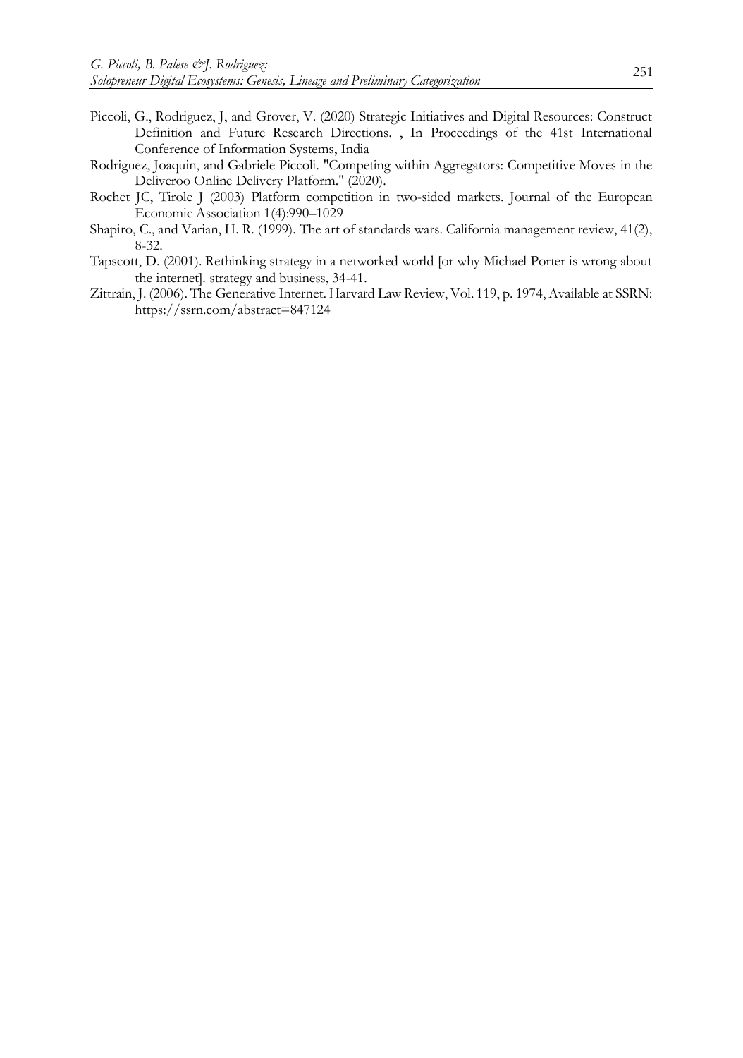Piccoli, G., Rodriguez, J, and Grover, V. (2020) Strategic Initiatives and Digital Resources: Construct Definition and Future Research Directions. , In Proceedings of the 41st International Conference of Information Systems, India

Rodriguez, Joaquin, and Gabriele Piccoli. "Competing within Aggregators: Competitive Moves in the Deliveroo Online Delivery Platform." (2020).

Rochet JC, Tirole J (2003) Platform competition in two-sided markets. Journal of the European Economic Association 1(4):990–1029

Shapiro, C., and Varian, H. R. (1999). The art of standards wars. California management review, 41(2), 8-32.

Tapscott, D. (2001). Rethinking strategy in a networked world [or why Michael Porter is wrong about the internet]. strategy and business, 34-41.

Zittrain, J. (2006). The Generative Internet. Harvard Law Review, Vol. 119, p. 1974, Available at SSRN: https://ssrn.com/abstract=847124